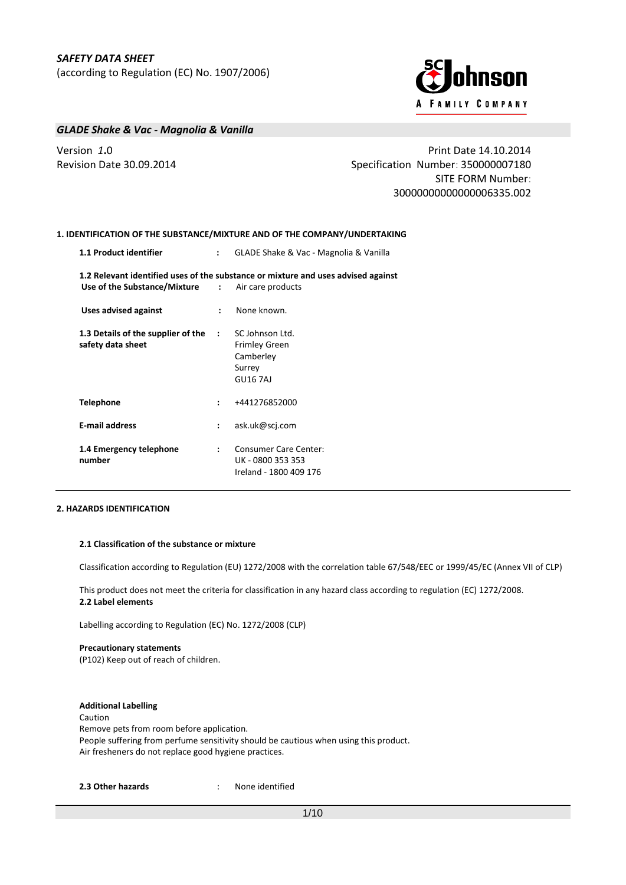*SAFETY DATA SHEET*
(according to Regulation (EC) No. 1907/2006)

## *GLADE Shake & Vac - Magnolia & Vanilla*

Version *1*.0
Revision Date 30.09.2014

Print Date 14.10.2014
Specification Number: 350000007180
SITE FORM Number: 30000000000000006335.002

### 1. IDENTIFICATION OF THE SUBSTANCE/MIXTURE AND OF THE COMPANY/UNDERTAKING

**1.1 Product identifier** : GLADE Shake & Vac - Magnolia & Vanilla

**1.2 Relevant identified uses of the substance or mixture and uses advised against**

**Use of the Substance/Mixture** : Air care products

**Uses advised against** : None known.

**1.3 Details of the supplier of the safety data sheet** : SC Johnson Ltd.
Frimley Green
Camberley
Surrey
GU16 7AJ

**Telephone** : +441276852000

**E-mail address** : ask.uk@scj.com

**1.4 Emergency telephone number** : Consumer Care Center:
UK - 0800 353 353
Ireland - 1800 409 176

### 2. HAZARDS IDENTIFICATION

**2.1 Classification of the substance or mixture**

Classification according to Regulation (EU) 1272/2008 with the correlation table 67/548/EEC or 1999/45/EC (Annex VII of CLP)

This product does not meet the criteria for classification in any hazard class according to regulation (EC) 1272/2008.

**2.2 Label elements**

Labelling according to Regulation (EC) No. 1272/2008 (CLP)

**Precautionary statements**
(P102) Keep out of reach of children.

**Additional Labelling**
Caution
Remove pets from room before application.
People suffering from perfume sensitivity should be cautious when using this product.
Air fresheners do not replace good hygiene practices.

**2.3 Other hazards** : None identified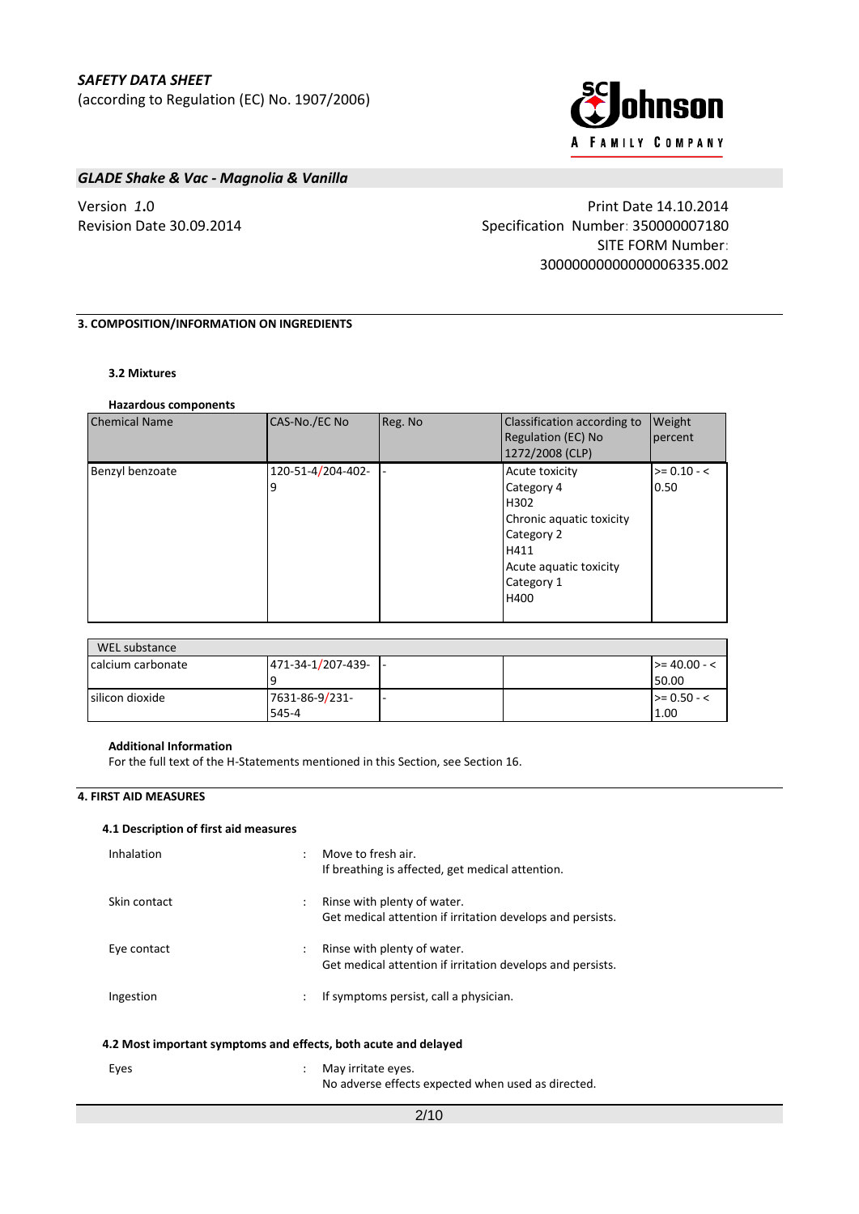*SAFETY DATA SHEET*
(according to Regulation (EC) No. 1907/2006)

## *GLADE Shake & Vac - Magnolia & Vanilla*

Version *1*.0
Revision Date 30.09.2014

Print Date 14.10.2014
Specification Number: 350000007180
SITE FORM Number: 300000000000000006335.002

## 3. COMPOSITION/INFORMATION ON INGREDIENTS

### 3.2 Mixtures

**Hazardous components**

| Chemical Name | CAS-No./EC No | Reg. No | Classification according to Regulation (EC) No 1272/2008 (CLP) | Weight percent |
|---|---|---|---|---|
| Benzyl benzoate | 120-51-4/204-402-9 | - | Acute toxicity Category 4 H302 Chronic aquatic toxicity Category 2 H411 Acute aquatic toxicity Category 1 H400 | >= 0.10 - < 0.50 |
| WEL substance | | | | |
| calcium carbonate | 471-34-1/207-439-9 | - | | >= 40.00 - < 50.00 |
| silicon dioxide | 7631-86-9/231-545-4 | - | | >= 0.50 - < 1.00 |

**Additional Information**
For the full text of the H-Statements mentioned in this Section, see Section 16.

## 4. FIRST AID MEASURES

### 4.1 Description of first aid measures

| | | |
|---|---|---|
| Inhalation | : | Move to fresh air. If breathing is affected, get medical attention. |
| Skin contact | : | Rinse with plenty of water. Get medical attention if irritation develops and persists. |
| Eye contact | : | Rinse with plenty of water. Get medical attention if irritation develops and persists. |
| Ingestion | : | If symptoms persist, call a physician. |

### 4.2 Most important symptoms and effects, both acute and delayed

| | | |
|---|---|---|
| Eyes | : | May irritate eyes. No adverse effects expected when used as directed. |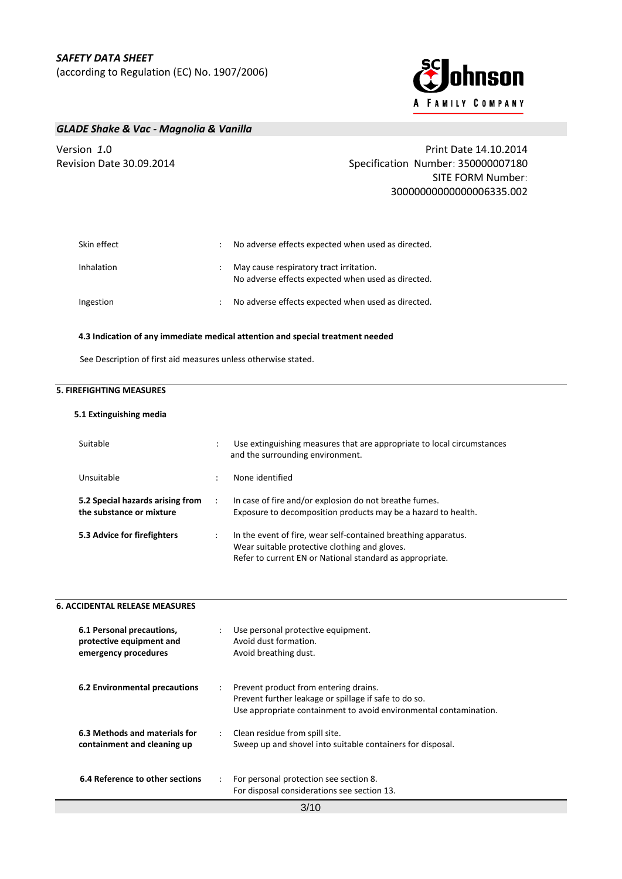| | | |
|---|---|---|
| Skin effect | : | No adverse effects expected when used as directed. |
| Inhalation | : | May cause respiratory tract irritation.<br>No adverse effects expected when used as directed. |
| Ingestion | : | No adverse effects expected when used as directed. |

**4.3 Indication of any immediate medical attention and special treatment needed**

See Description of first aid measures unless otherwise stated.

## 5. FIREFIGHTING MEASURES

### 5.1 Extinguishing media

| | | |
|---|---|---|
| Suitable | : | Use extinguishing measures that are appropriate to local circumstances and the surrounding environment. |
| Unsuitable | : | None identified |
| **5.2 Special hazards arising from the substance or mixture** | : | In case of fire and/or explosion do not breathe fumes.<br>Exposure to decomposition products may be a hazard to health. |
| **5.3 Advice for firefighters** | : | In the event of fire, wear self-contained breathing apparatus.<br>Wear suitable protective clothing and gloves.<br>Refer to current EN or National standard as appropriate. |

## 6. ACCIDENTAL RELEASE MEASURES

| | | |
|---|---|---|
| **6.1 Personal precautions, protective equipment and emergency procedures** | : | Use personal protective equipment.<br>Avoid dust formation.<br>Avoid breathing dust. |
| **6.2 Environmental precautions** | : | Prevent product from entering drains.<br>Prevent further leakage or spillage if safe to do so.<br>Use appropriate containment to avoid environmental contamination. |
| **6.3 Methods and materials for containment and cleaning up** | : | Clean residue from spill site.<br>Sweep up and shovel into suitable containers for disposal. |
| **6.4 Reference to other sections** | : | For personal protection see section 8.<br>For disposal considerations see section 13. |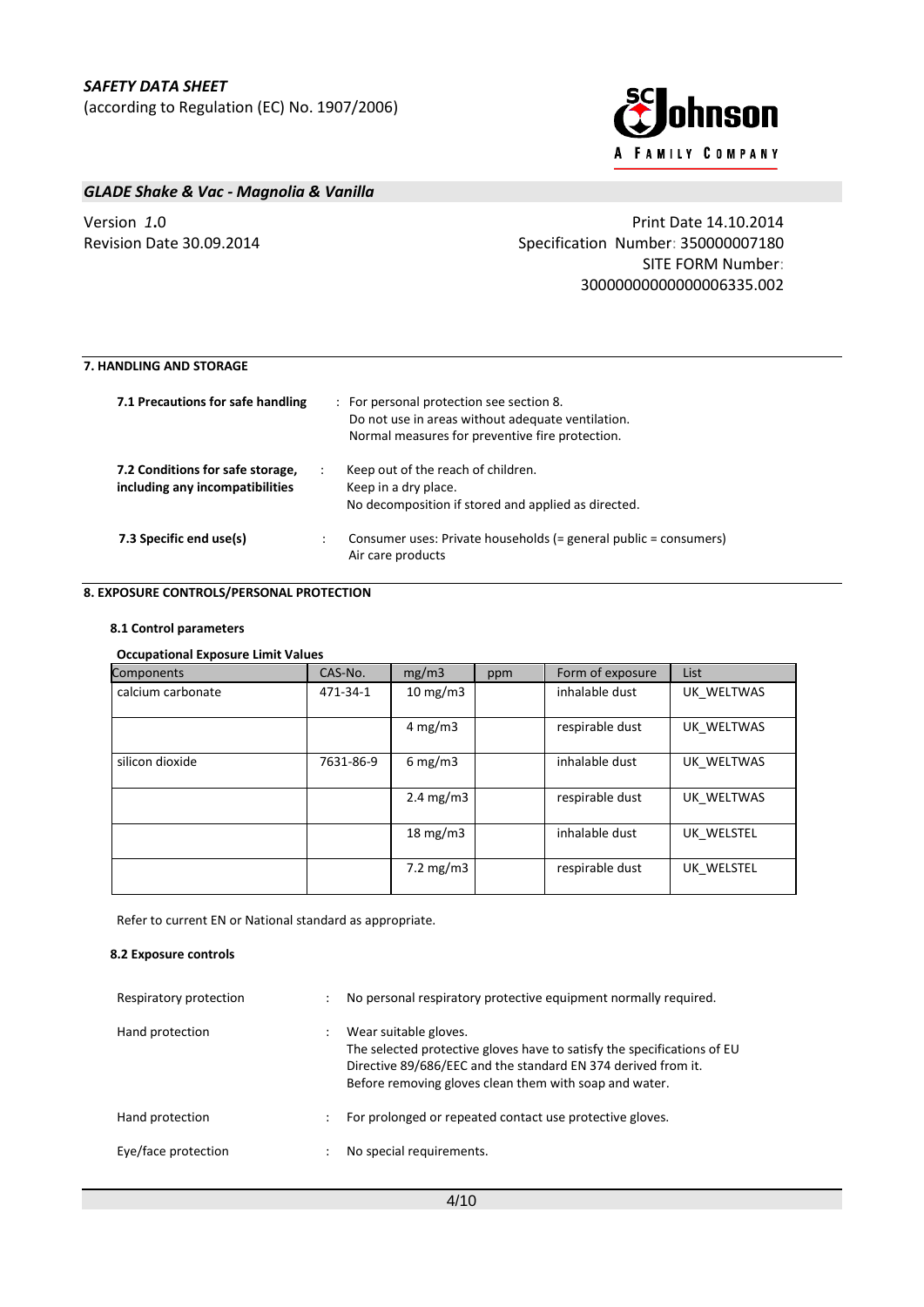## 7. HANDLING AND STORAGE

**7.1 Precautions for safe handling** : For personal protection see section 8.
Do not use in areas without adequate ventilation.
Normal measures for preventive fire protection.

**7.2 Conditions for safe storage, including any incompatibilities** : Keep out of the reach of children.
Keep in a dry place.
No decomposition if stored and applied as directed.

**7.3 Specific end use(s)** : Consumer uses: Private households (= general public = consumers)
Air care products

## 8. EXPOSURE CONTROLS/PERSONAL PROTECTION

### 8.1 Control parameters

**Occupational Exposure Limit Values**

| Components | CAS-No. | mg/m3 | ppm | Form of exposure | List |
|---|---|---|---|---|---|
| calcium carbonate | 471-34-1 | 10 mg/m3 | | inhalable dust | UK_WELTWAS |
| | | 4 mg/m3 | | respirable dust | UK_WELTWAS |
| silicon dioxide | 7631-86-9 | 6 mg/m3 | | inhalable dust | UK_WELTWAS |
| | | 2.4 mg/m3 | | respirable dust | UK_WELTWAS |
| | | 18 mg/m3 | | inhalable dust | UK_WELSTEL |
| | | 7.2 mg/m3 | | respirable dust | UK_WELSTEL |

Refer to current EN or National standard as appropriate.

### 8.2 Exposure controls

Respiratory protection : No personal respiratory protective equipment normally required.

Hand protection : Wear suitable gloves.
The selected protective gloves have to satisfy the specifications of EU Directive 89/686/EEC and the standard EN 374 derived from it.
Before removing gloves clean them with soap and water.

Hand protection : For prolonged or repeated contact use protective gloves.

Eye/face protection : No special requirements.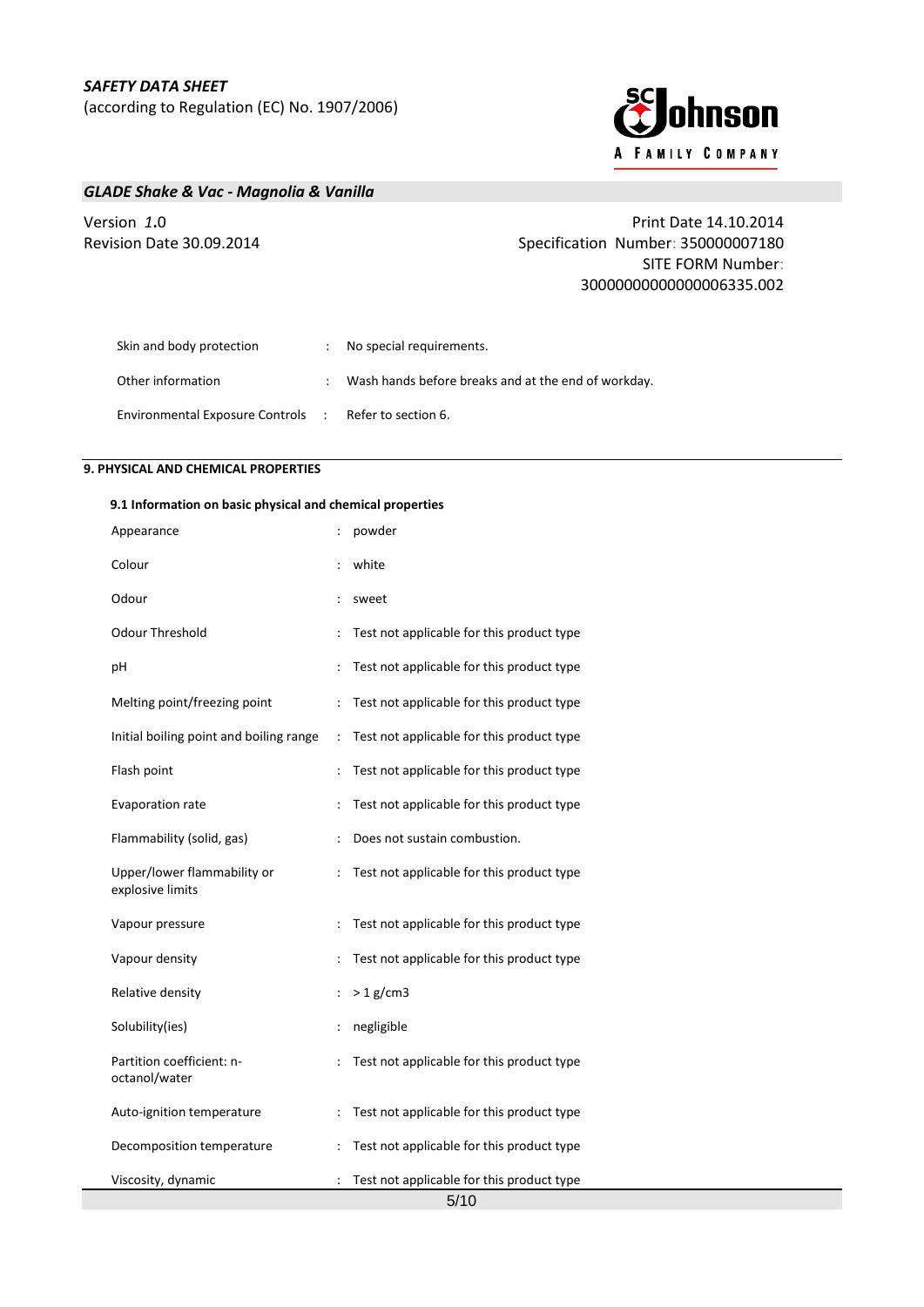| | | |
|---|---|---|
| Skin and body protection | : | No special requirements. |
| Other information | : | Wash hands before breaks and at the end of workday. |
| Environmental Exposure Controls | : | Refer to section 6. |

## 9. PHYSICAL AND CHEMICAL PROPERTIES

### 9.1 Information on basic physical and chemical properties

| | | |
|---|---|---|
| Appearance | : | powder |
| Colour | : | white |
| Odour | : | sweet |
| Odour Threshold | : | Test not applicable for this product type |
| pH | : | Test not applicable for this product type |
| Melting point/freezing point | : | Test not applicable for this product type |
| Initial boiling point and boiling range | : | Test not applicable for this product type |
| Flash point | : | Test not applicable for this product type |
| Evaporation rate | : | Test not applicable for this product type |
| Flammability (solid, gas) | : | Does not sustain combustion. |
| Upper/lower flammability or explosive limits | : | Test not applicable for this product type |
| Vapour pressure | : | Test not applicable for this product type |
| Vapour density | : | Test not applicable for this product type |
| Relative density | : | > 1 g/cm3 |
| Solubility(ies) | : | negligible |
| Partition coefficient: n-octanol/water | : | Test not applicable for this product type |
| Auto-ignition temperature | : | Test not applicable for this product type |
| Decomposition temperature | : | Test not applicable for this product type |
| Viscosity, dynamic | : | Test not applicable for this product type |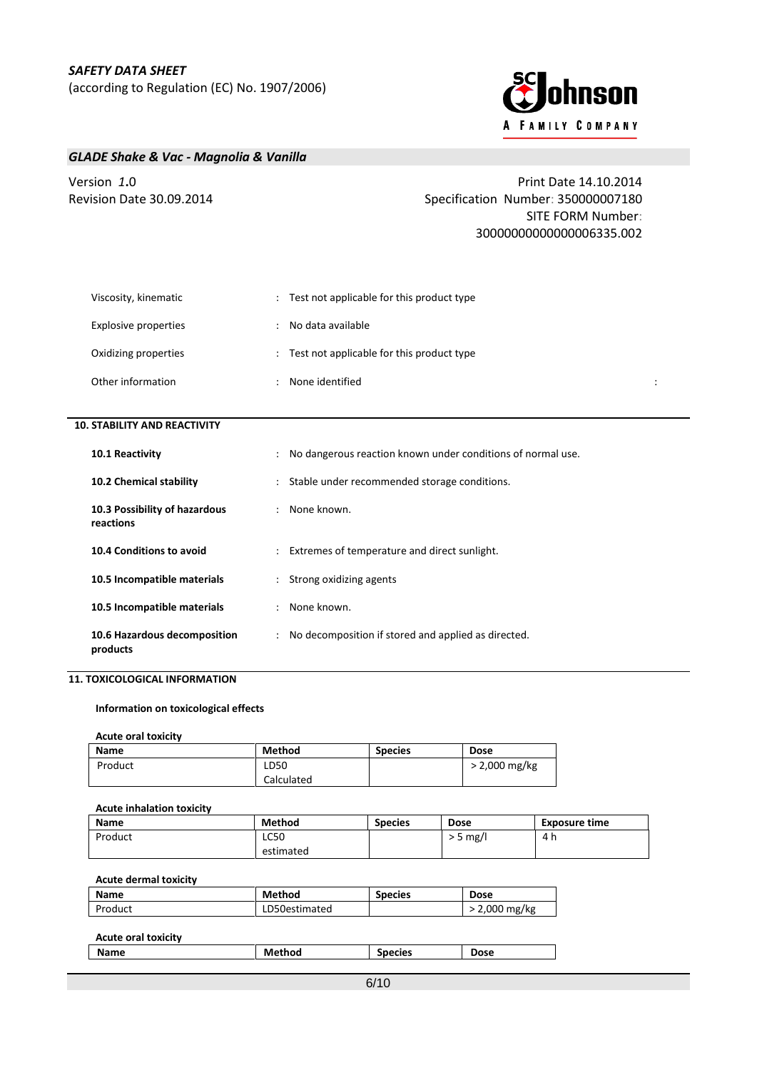| | | |
|---|---|---|
| Viscosity, kinematic | : | Test not applicable for this product type |
| Explosive properties | : | No data available |
| Oxidizing properties | : | Test not applicable for this product type |
| Other information | : | None identified |

## 10. STABILITY AND REACTIVITY

| | | |
|---|---|---|
| **10.1 Reactivity** | : | No dangerous reaction known under conditions of normal use. |
| **10.2 Chemical stability** | : | Stable under recommended storage conditions. |
| **10.3 Possibility of hazardous reactions** | : | None known. |
| **10.4 Conditions to avoid** | : | Extremes of temperature and direct sunlight. |
| **10.5 Incompatible materials** | : | Strong oxidizing agents |
| **10.5 Incompatible materials** | : | None known. |
| **10.6 Hazardous decomposition products** | : | No decomposition if stored and applied as directed. |

## 11. TOXICOLOGICAL INFORMATION

**Information on toxicological effects**

**Acute oral toxicity**

| Name | Method | Species | Dose |
|---|---|---|---|
| Product | LD50 Calculated | | > 2,000 mg/kg |

**Acute inhalation toxicity**

| Name | Method | Species | Dose | Exposure time |
|---|---|---|---|---|
| Product | LC50 estimated | | > 5 mg/l | 4 h |

**Acute dermal toxicity**

| Name | Method | Species | Dose |
|---|---|---|---|
| Product | LD50estimated | | > 2,000 mg/kg |

**Acute oral toxicity**

| Name | Method | Species | Dose |
|---|---|---|---|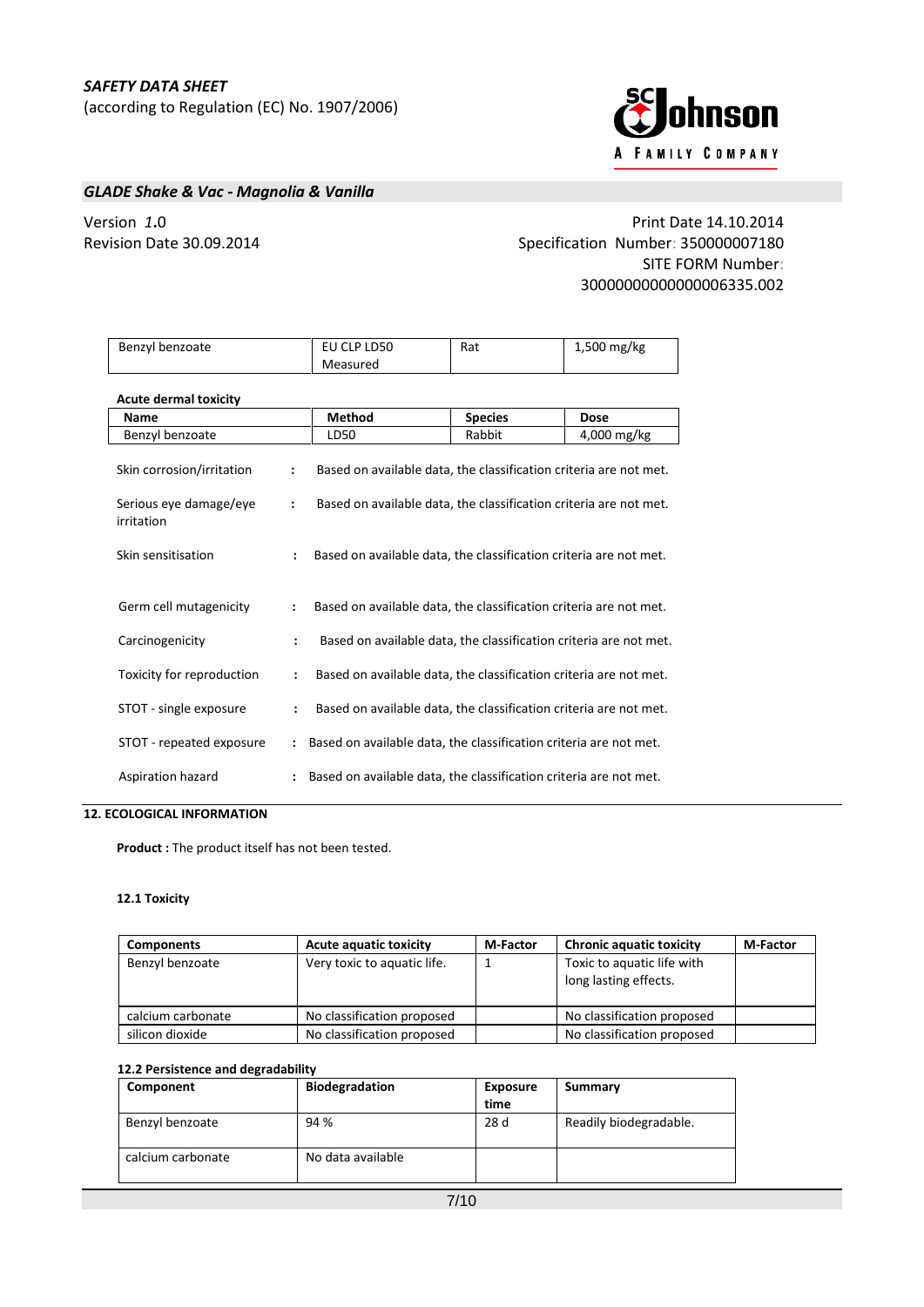| Benzyl benzoate | EU CLP LD50 Measured | Rat | 1,500 mg/kg |
|---|---|---|---|

**Acute dermal toxicity**

| Name | Method | Species | Dose |
|---|---|---|---|
| Benzyl benzoate | LD50 | Rabbit | 4,000 mg/kg |

Skin corrosion/irritation : Based on available data, the classification criteria are not met.

Serious eye damage/eye irritation : Based on available data, the classification criteria are not met.

Skin sensitisation : Based on available data, the classification criteria are not met.

Germ cell mutagenicity : Based on available data, the classification criteria are not met.

Carcinogenicity : Based on available data, the classification criteria are not met.

Toxicity for reproduction : Based on available data, the classification criteria are not met.

STOT - single exposure : Based on available data, the classification criteria are not met.

STOT - repeated exposure : Based on available data, the classification criteria are not met.

Aspiration hazard : Based on available data, the classification criteria are not met.

## 12. ECOLOGICAL INFORMATION

**Product :** The product itself has not been tested.

### 12.1 Toxicity

| Components | Acute aquatic toxicity | M-Factor | Chronic aquatic toxicity | M-Factor |
|---|---|---|---|---|
| Benzyl benzoate | Very toxic to aquatic life. | 1 | Toxic to aquatic life with long lasting effects. | |
| calcium carbonate | No classification proposed | | No classification proposed | |
| silicon dioxide | No classification proposed | | No classification proposed | |

### 12.2 Persistence and degradability

| Component | Biodegradation | Exposure time | Summary |
|---|---|---|---|
| Benzyl benzoate | 94 % | 28 d | Readily biodegradable. |
| calcium carbonate | No data available | | |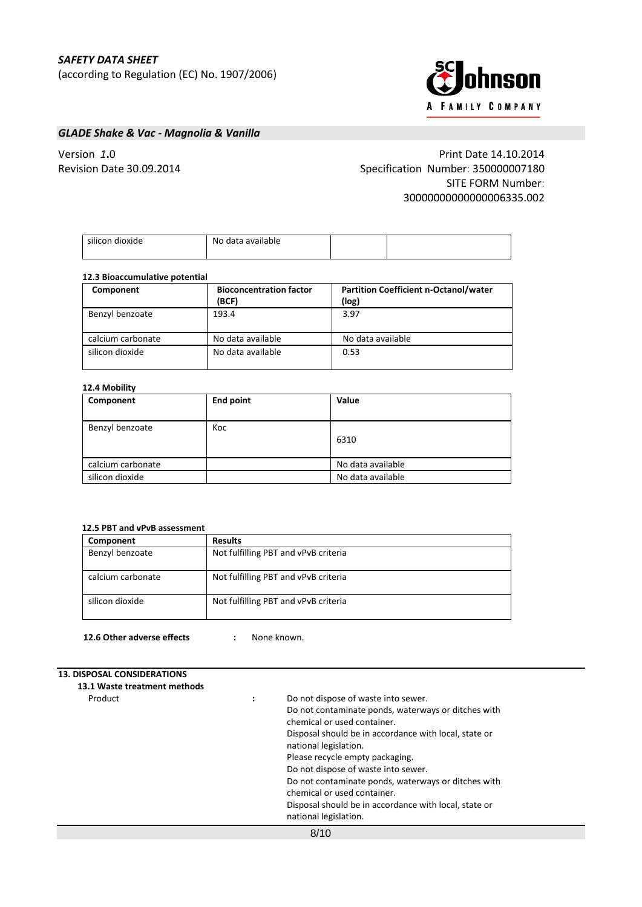| silicon dioxide | No data available | | |
|---|---|---|---|

**12.3 Bioaccumulative potential**

| Component | Bioconcentration factor (BCF) | Partition Coefficient n-Octanol/water (log) |
|---|---|---|
| Benzyl benzoate | 193.4 | 3.97 |
| calcium carbonate | No data available | No data available |
| silicon dioxide | No data available | 0.53 |

**12.4 Mobility**

| Component | End point | Value |
|---|---|---|
| Benzyl benzoate | Koc | 6310 |
| calcium carbonate | | No data available |
| silicon dioxide | | No data available |

**12.5 PBT and vPvB assessment**

| Component | Results |
|---|---|
| Benzyl benzoate | Not fulfilling PBT and vPvB criteria |
| calcium carbonate | Not fulfilling PBT and vPvB criteria |
| silicon dioxide | Not fulfilling PBT and vPvB criteria |

**12.6 Other adverse effects** : None known.

## 13. DISPOSAL CONSIDERATIONS

**13.1 Waste treatment methods**

Product :

Do not dispose of waste into sewer.
Do not contaminate ponds, waterways or ditches with chemical or used container.
Disposal should be in accordance with local, state or national legislation.
Please recycle empty packaging.
Do not dispose of waste into sewer.
Do not contaminate ponds, waterways or ditches with chemical or used container.
Disposal should be in accordance with local, state or national legislation.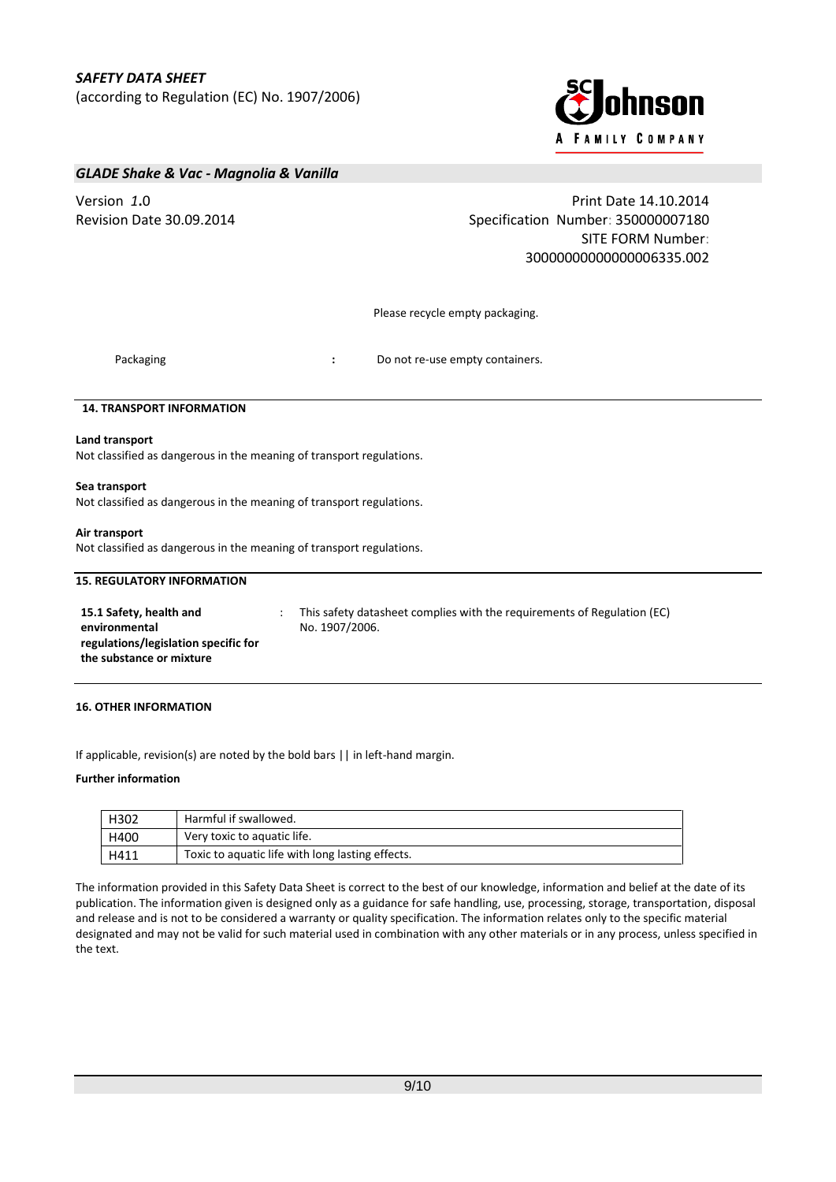Please recycle empty packaging.

Packaging : Do not re-use empty containers.

## 14. TRANSPORT INFORMATION

**Land transport**
Not classified as dangerous in the meaning of transport regulations.

**Sea transport**
Not classified as dangerous in the meaning of transport regulations.

**Air transport**
Not classified as dangerous in the meaning of transport regulations.

## 15. REGULATORY INFORMATION

**15.1 Safety, health and environmental regulations/legislation specific for the substance or mixture** : This safety datasheet complies with the requirements of Regulation (EC) No. 1907/2006.

## 16. OTHER INFORMATION

If applicable, revision(s) are noted by the bold bars || in left-hand margin.

**Further information**

| | |
|---|---|
| H302 | Harmful if swallowed. |
| H400 | Very toxic to aquatic life. |
| H411 | Toxic to aquatic life with long lasting effects. |

The information provided in this Safety Data Sheet is correct to the best of our knowledge, information and belief at the date of its publication. The information given is designed only as a guidance for safe handling, use, processing, storage, transportation, disposal and release and is not to be considered a warranty or quality specification. The information relates only to the specific material designated and may not be valid for such material used in combination with any other materials or in any process, unless specified in the text.